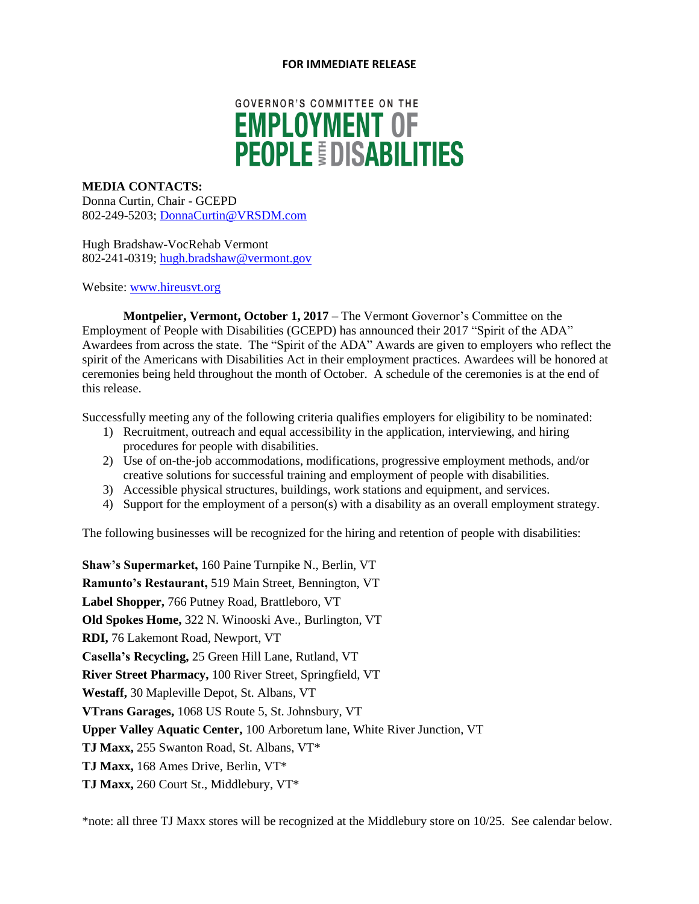**FOR IMMEDIATE RELEASE**

# GOVERNOR'S COMMITTEE ON THE EMPLOYMENT OF PEOPLE WITH DISABILITIES

**MEDIA CONTACTS:**
Donna Curtin, Chair - GCEPD
802-249-5203; DonnaCurtin@VRSDM.com

Hugh Bradshaw-VocRehab Vermont
802-241-0319; hugh.bradshaw@vermont.gov

Website: www.hireusvt.org

**Montpelier, Vermont, October 1, 2017** – The Vermont Governor's Committee on the Employment of People with Disabilities (GCEPD) has announced their 2017 "Spirit of the ADA" Awardees from across the state. The "Spirit of the ADA" Awards are given to employers who reflect the spirit of the Americans with Disabilities Act in their employment practices. Awardees will be honored at ceremonies being held throughout the month of October. A schedule of the ceremonies is at the end of this release.

Successfully meeting any of the following criteria qualifies employers for eligibility to be nominated:

1) Recruitment, outreach and equal accessibility in the application, interviewing, and hiring procedures for people with disabilities.
2) Use of on-the-job accommodations, modifications, progressive employment methods, and/or creative solutions for successful training and employment of people with disabilities.
3) Accessible physical structures, buildings, work stations and equipment, and services.
4) Support for the employment of a person(s) with a disability as an overall employment strategy.

The following businesses will be recognized for the hiring and retention of people with disabilities:

**Shaw's Supermarket,** 160 Paine Turnpike N., Berlin, VT
**Ramunto's Restaurant,** 519 Main Street, Bennington, VT
**Label Shopper,** 766 Putney Road, Brattleboro, VT
**Old Spokes Home,** 322 N. Winooski Ave., Burlington, VT
**RDI,** 76 Lakemont Road, Newport, VT
**Casella's Recycling,** 25 Green Hill Lane, Rutland, VT
**River Street Pharmacy,** 100 River Street, Springfield, VT
**Westaff,** 30 Mapleville Depot, St. Albans, VT
**VTrans Garages,** 1068 US Route 5, St. Johnsbury, VT
**Upper Valley Aquatic Center,** 100 Arboretum lane, White River Junction, VT
**TJ Maxx,** 255 Swanton Road, St. Albans, VT*
**TJ Maxx,** 168 Ames Drive, Berlin, VT*
**TJ Maxx,** 260 Court St., Middlebury, VT*

*note: all three TJ Maxx stores will be recognized at the Middlebury store on 10/25. See calendar below.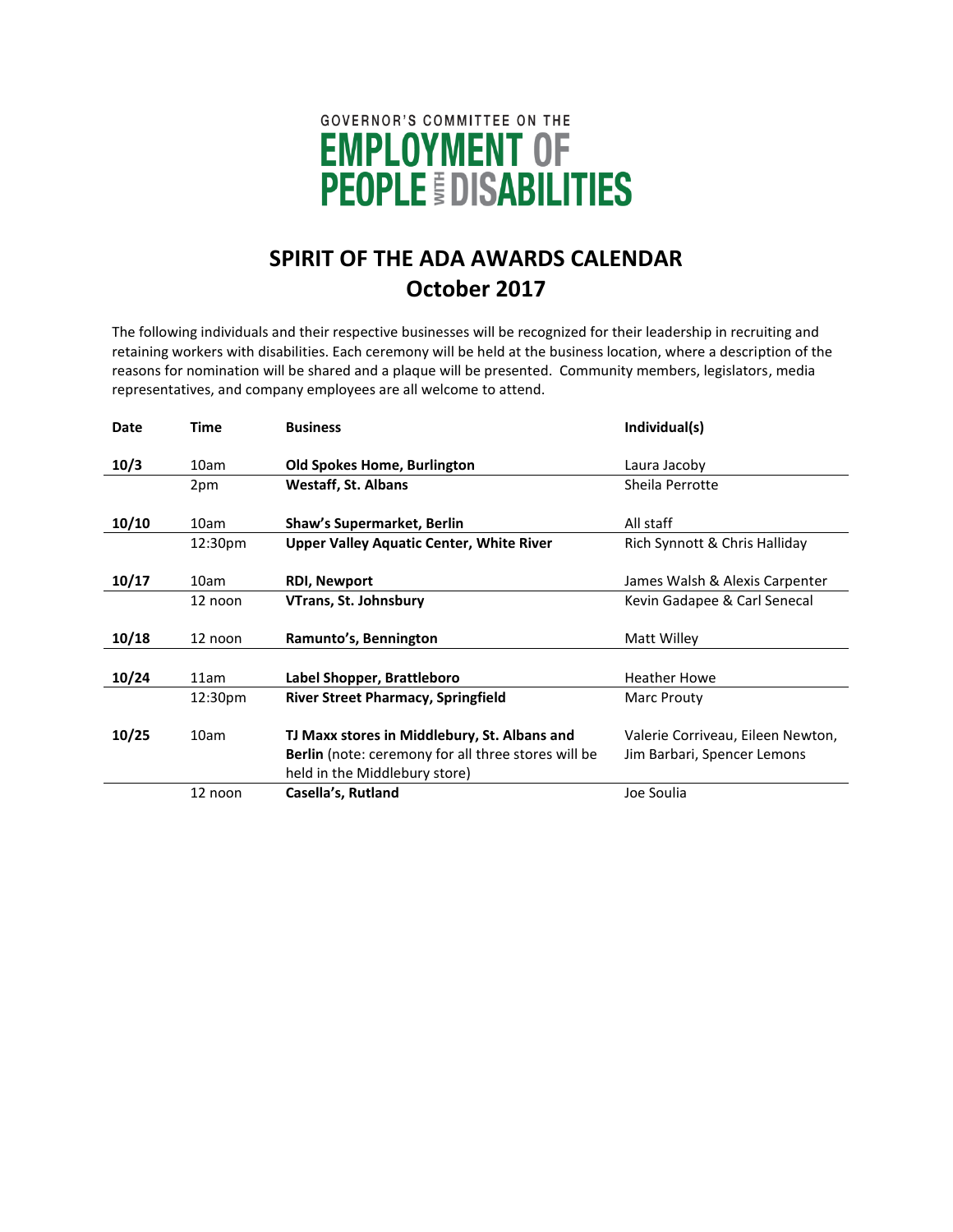GOVERNOR'S COMMITTEE ON THE

**EMPLOYMENT OF PEOPLE WITH DISABILITIES**

# SPIRIT OF THE ADA AWARDS CALENDAR
# October 2017

The following individuals and their respective businesses will be recognized for their leadership in recruiting and retaining workers with disabilities. Each ceremony will be held at the business location, where a description of the reasons for nomination will be shared and a plaque will be presented. Community members, legislators, media representatives, and company employees are all welcome to attend.

| Date | Time | Business | Individual(s) |
|---|---|---|---|
| **10/3** | 10am | **Old Spokes Home, Burlington** | Laura Jacoby |
| | 2pm | **Westaff, St. Albans** | Sheila Perrotte |
| **10/10** | 10am | **Shaw's Supermarket, Berlin** | All staff |
| | 12:30pm | **Upper Valley Aquatic Center, White River** | Rich Synnott & Chris Halliday |
| **10/17** | 10am | **RDI, Newport** | James Walsh & Alexis Carpenter |
| | 12 noon | **VTrans, St. Johnsbury** | Kevin Gadapee & Carl Senecal |
| **10/18** | 12 noon | **Ramunto's, Bennington** | Matt Willey |
| **10/24** | 11am | **Label Shopper, Brattleboro** | Heather Howe |
| | 12:30pm | **River Street Pharmacy, Springfield** | Marc Prouty |
| **10/25** | 10am | **TJ Maxx stores in Middlebury, St. Albans and Berlin** (note: ceremony for all three stores will be held in the Middlebury store) | Valerie Corriveau, Eileen Newton, Jim Barbari, Spencer Lemons |
| | 12 noon | **Casella's, Rutland** | Joe Soulia |